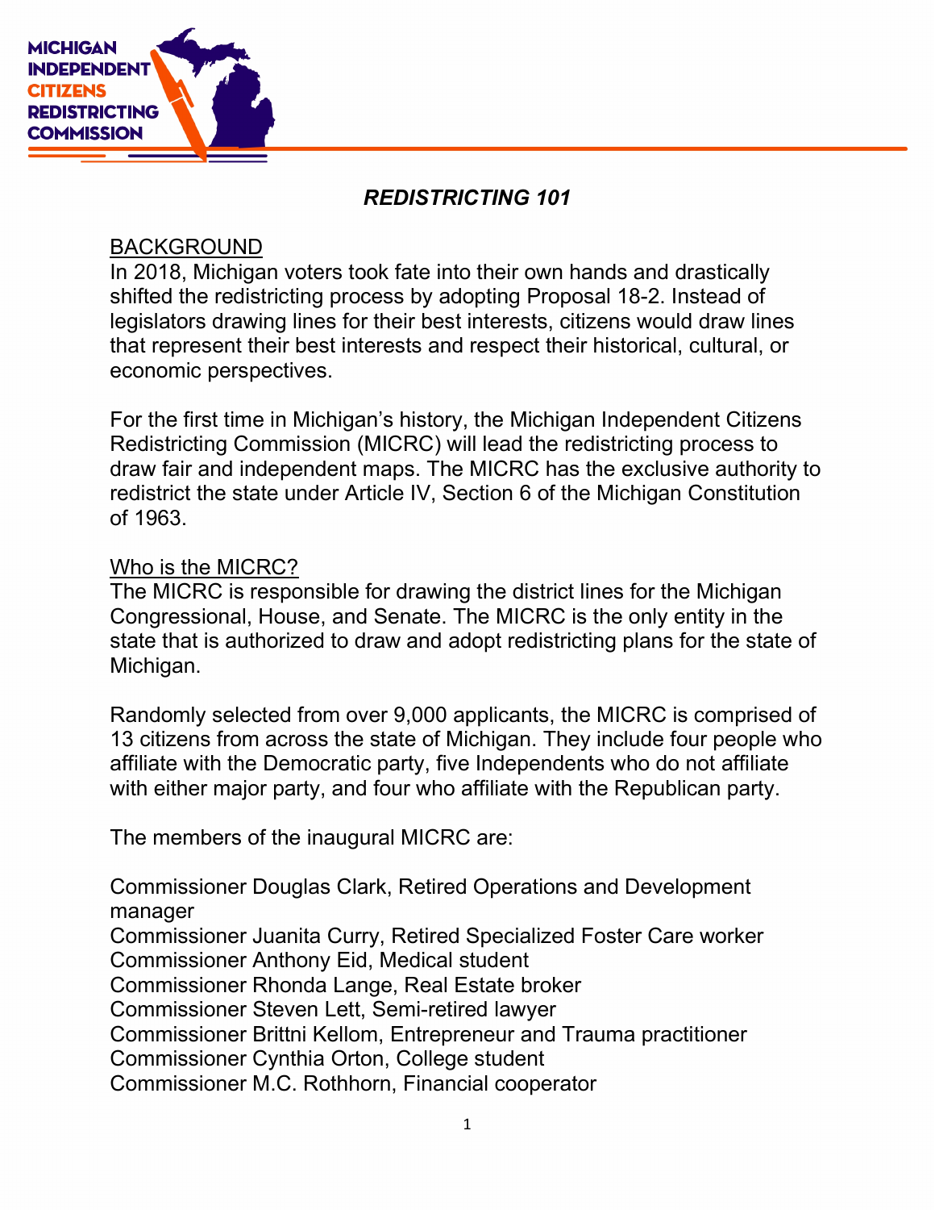# *REDISTRICTING 101*

## BACKGROUND

In 2018, Michigan voters took fate into their own hands and drastically shifted the redistricting process by adopting Proposal 18-2. Instead of legislators drawing lines for their best interests, citizens would draw lines that represent their best interests and respect their historical, cultural, or economic perspectives.

For the first time in Michigan's history, the Michigan Independent Citizens Redistricting Commission (MICRC) will lead the redistricting process to draw fair and independent maps. The MICRC has the exclusive authority to redistrict the state under Article IV, Section 6 of the Michigan Constitution of 1963.

## Who is the MICRC?

The MICRC is responsible for drawing the district lines for the Michigan Congressional, House, and Senate. The MICRC is the only entity in the state that is authorized to draw and adopt redistricting plans for the state of Michigan.

Randomly selected from over 9,000 applicants, the MICRC is comprised of 13 citizens from across the state of Michigan. They include four people who affiliate with the Democratic party, five Independents who do not affiliate with either major party, and four who affiliate with the Republican party.

The members of the inaugural MICRC are:

Commissioner Douglas Clark, Retired Operations and Development manager
Commissioner Juanita Curry, Retired Specialized Foster Care worker
Commissioner Anthony Eid, Medical student
Commissioner Rhonda Lange, Real Estate broker
Commissioner Steven Lett, Semi-retired lawyer
Commissioner Brittni Kellom, Entrepreneur and Trauma practitioner
Commissioner Cynthia Orton, College student
Commissioner M.C. Rothhorn, Financial cooperator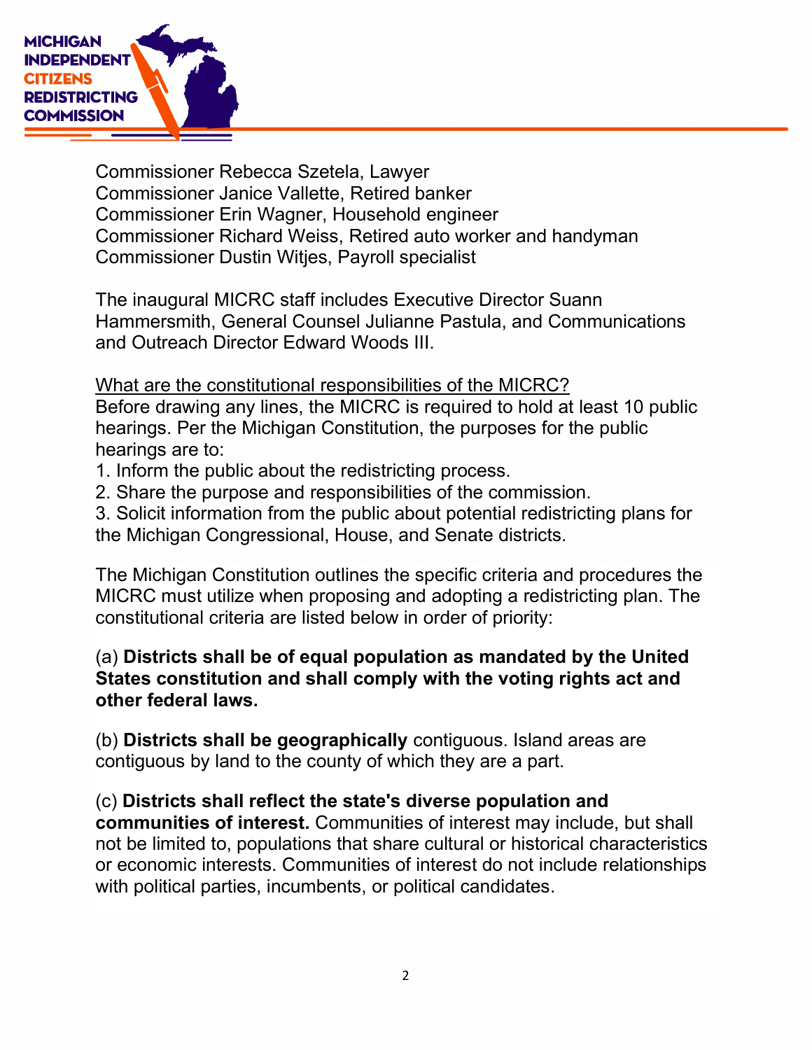Commissioner Rebecca Szetela, Lawyer
Commissioner Janice Vallette, Retired banker
Commissioner Erin Wagner, Household engineer
Commissioner Richard Weiss, Retired auto worker and handyman
Commissioner Dustin Witjes, Payroll specialist

The inaugural MICRC staff includes Executive Director Suann Hammersmith, General Counsel Julianne Pastula, and Communications and Outreach Director Edward Woods III.

<u>What are the constitutional responsibilities of the MICRC?</u>

Before drawing any lines, the MICRC is required to hold at least 10 public hearings. Per the Michigan Constitution, the purposes for the public hearings are to:

1. Inform the public about the redistricting process.
2. Share the purpose and responsibilities of the commission.
3. Solicit information from the public about potential redistricting plans for the Michigan Congressional, House, and Senate districts.

The Michigan Constitution outlines the specific criteria and procedures the MICRC must utilize when proposing and adopting a redistricting plan. The constitutional criteria are listed below in order of priority:

(a) **Districts shall be of equal population as mandated by the United States constitution and shall comply with the voting rights act and other federal laws.**

(b) **Districts shall be geographically** contiguous. Island areas are contiguous by land to the county of which they are a part.

(c) **Districts shall reflect the state's diverse population and communities of interest.** Communities of interest may include, but shall not be limited to, populations that share cultural or historical characteristics or economic interests. Communities of interest do not include relationships with political parties, incumbents, or political candidates.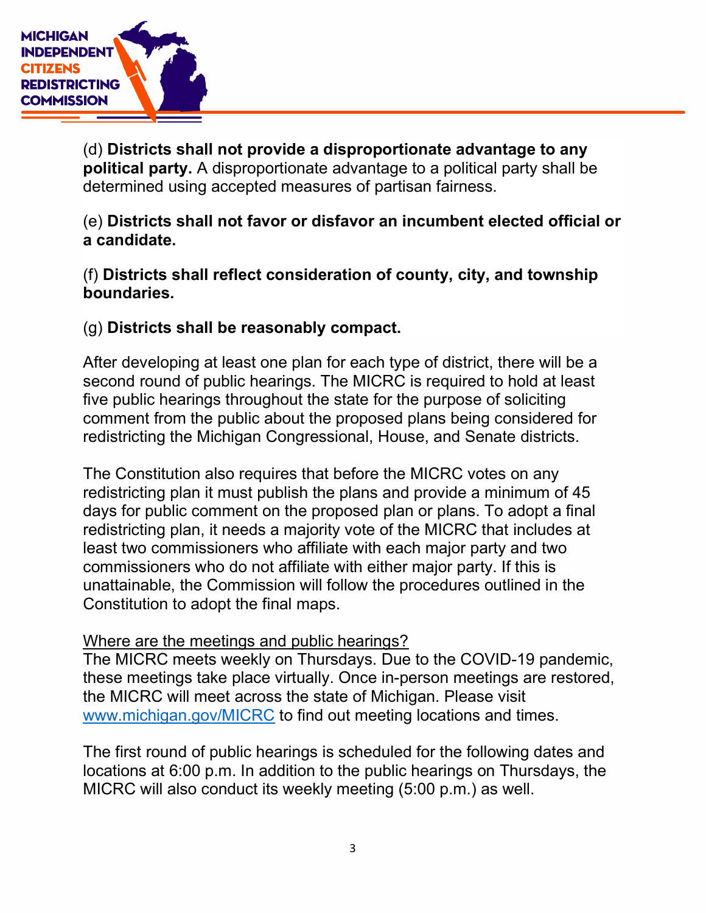(d) **Districts shall not provide a disproportionate advantage to any political party.** A disproportionate advantage to a political party shall be determined using accepted measures of partisan fairness.

(e) **Districts shall not favor or disfavor an incumbent elected official or a candidate.**

(f) **Districts shall reflect consideration of county, city, and township boundaries.**

(g) **Districts shall be reasonably compact.**

After developing at least one plan for each type of district, there will be a second round of public hearings. The MICRC is required to hold at least five public hearings throughout the state for the purpose of soliciting comment from the public about the proposed plans being considered for redistricting the Michigan Congressional, House, and Senate districts.

The Constitution also requires that before the MICRC votes on any redistricting plan it must publish the plans and provide a minimum of 45 days for public comment on the proposed plan or plans. To adopt a final redistricting plan, it needs a majority vote of the MICRC that includes at least two commissioners who affiliate with each major party and two commissioners who do not affiliate with either major party. If this is unattainable, the Commission will follow the procedures outlined in the Constitution to adopt the final maps.

Where are the meetings and public hearings?

The MICRC meets weekly on Thursdays. Due to the COVID-19 pandemic, these meetings take place virtually. Once in-person meetings are restored, the MICRC will meet across the state of Michigan. Please visit [www.michigan.gov/MICRC](http://www.michigan.gov/MICRC) to find out meeting locations and times.

The first round of public hearings is scheduled for the following dates and locations at 6:00 p.m. In addition to the public hearings on Thursdays, the MICRC will also conduct its weekly meeting (5:00 p.m.) as well.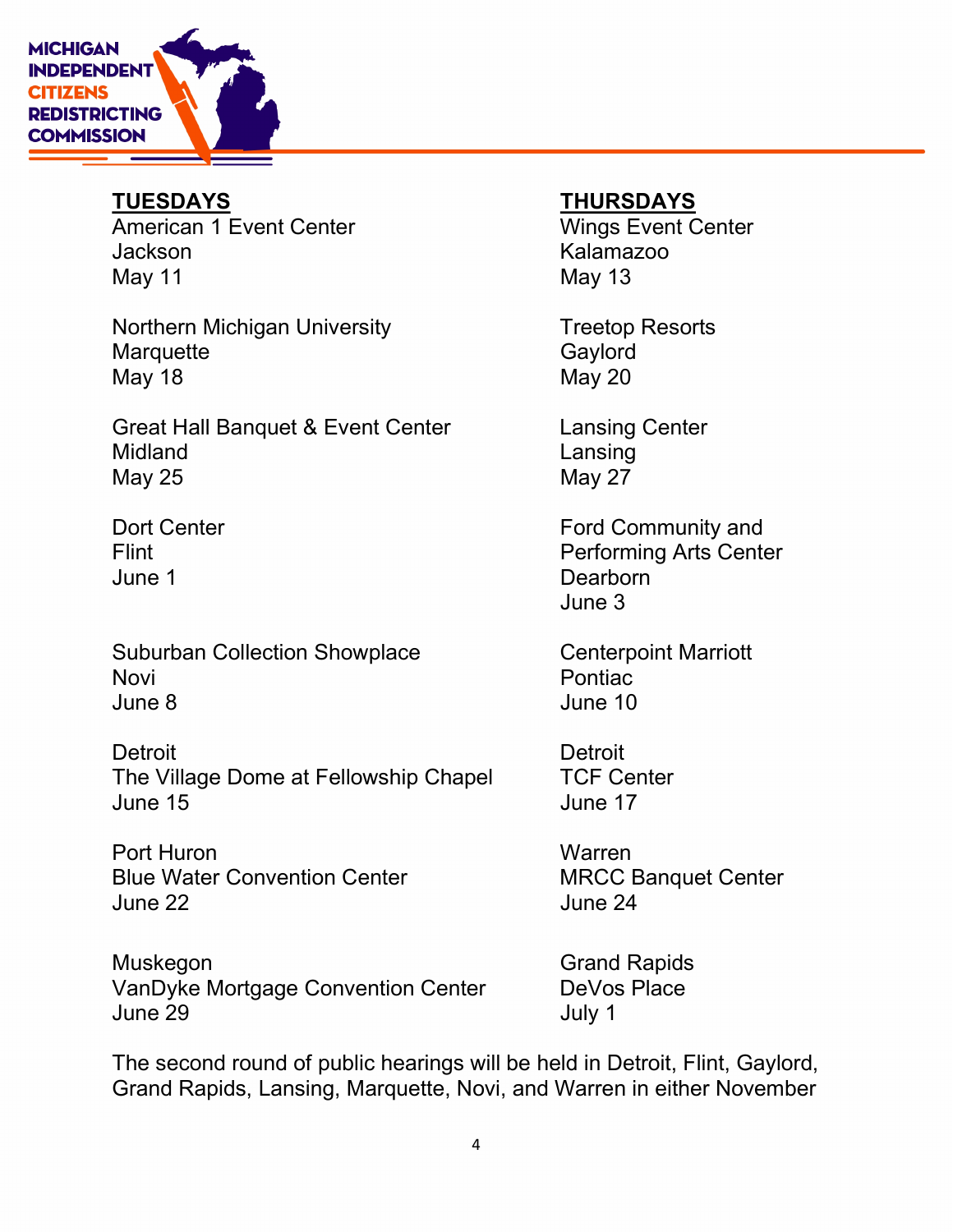**TUESDAYS**

American 1 Event Center
Jackson
May 11

Northern Michigan University
Marquette
May 18

Great Hall Banquet & Event Center
Midland
May 25

Dort Center
Flint
June 1

Suburban Collection Showplace
Novi
June 8

Detroit
The Village Dome at Fellowship Chapel
June 15

Port Huron
Blue Water Convention Center
June 22

Muskegon
VanDyke Mortgage Convention Center
June 29

**THURSDAYS**

Wings Event Center
Kalamazoo
May 13

Treetop Resorts
Gaylord
May 20

Lansing Center
Lansing
May 27

Ford Community and Performing Arts Center
Dearborn
June 3

Centerpoint Marriott
Pontiac
June 10

Detroit
TCF Center
June 17

Warren
MRCC Banquet Center
June 24

Grand Rapids
DeVos Place
July 1

The second round of public hearings will be held in Detroit, Flint, Gaylord, Grand Rapids, Lansing, Marquette, Novi, and Warren in either November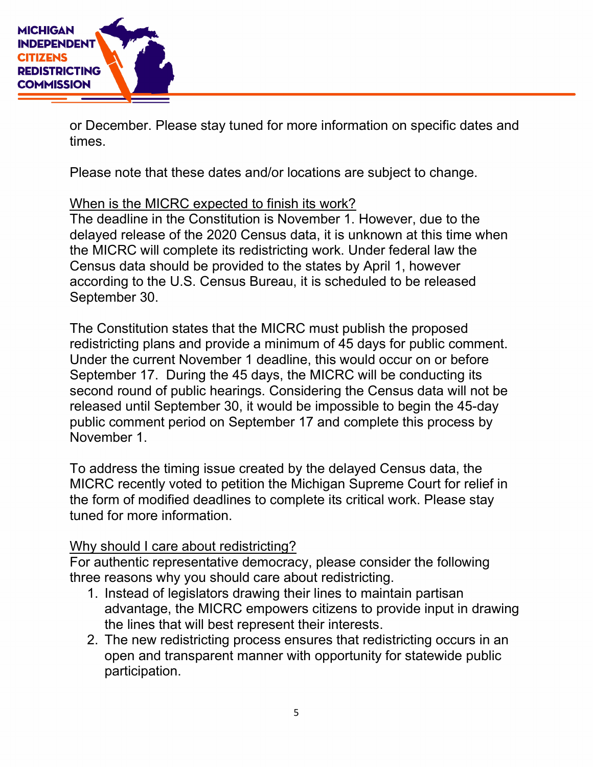or December. Please stay tuned for more information on specific dates and times.

Please note that these dates and/or locations are subject to change.

<u>When is the MICRC expected to finish its work?</u>
The deadline in the Constitution is November 1. However, due to the delayed release of the 2020 Census data, it is unknown at this time when the MICRC will complete its redistricting work. Under federal law the Census data should be provided to the states by April 1, however according to the U.S. Census Bureau, it is scheduled to be released September 30.

The Constitution states that the MICRC must publish the proposed redistricting plans and provide a minimum of 45 days for public comment. Under the current November 1 deadline, this would occur on or before September 17. During the 45 days, the MICRC will be conducting its second round of public hearings. Considering the Census data will not be released until September 30, it would be impossible to begin the 45-day public comment period on September 17 and complete this process by November 1.

To address the timing issue created by the delayed Census data, the MICRC recently voted to petition the Michigan Supreme Court for relief in the form of modified deadlines to complete its critical work. Please stay tuned for more information.

<u>Why should I care about redistricting?</u>
For authentic representative democracy, please consider the following three reasons why you should care about redistricting.

1. Instead of legislators drawing their lines to maintain partisan advantage, the MICRC empowers citizens to provide input in drawing the lines that will best represent their interests.
2. The new redistricting process ensures that redistricting occurs in an open and transparent manner with opportunity for statewide public participation.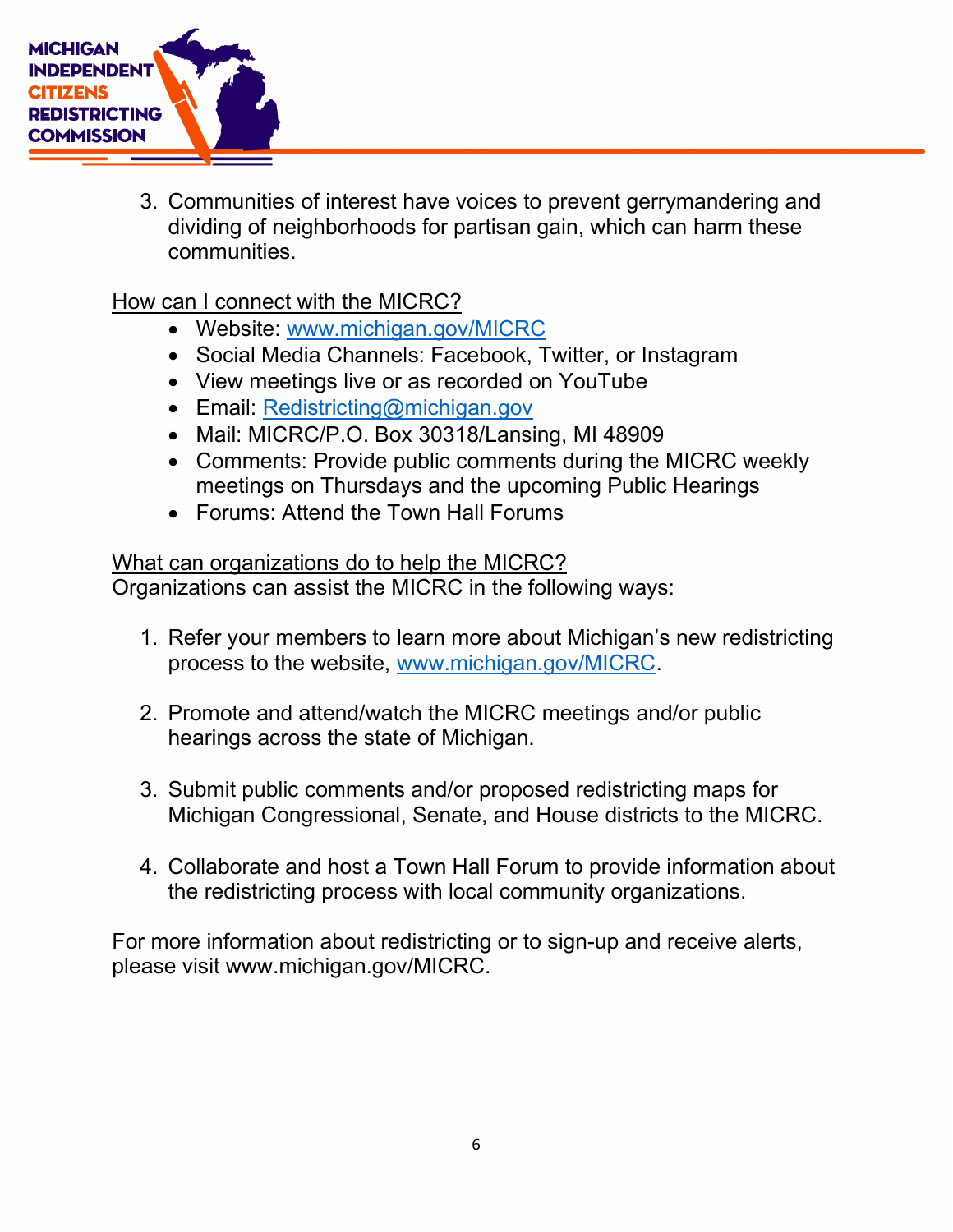3. Communities of interest have voices to prevent gerrymandering and dividing of neighborhoods for partisan gain, which can harm these communities.

How can I connect with the MICRC?

- Website: www.michigan.gov/MICRC
- Social Media Channels: Facebook, Twitter, or Instagram
- View meetings live or as recorded on YouTube
- Email: Redistricting@michigan.gov
- Mail: MICRC/P.O. Box 30318/Lansing, MI 48909
- Comments: Provide public comments during the MICRC weekly meetings on Thursdays and the upcoming Public Hearings
- Forums: Attend the Town Hall Forums

What can organizations do to help the MICRC?

Organizations can assist the MICRC in the following ways:

1. Refer your members to learn more about Michigan's new redistricting process to the website, www.michigan.gov/MICRC.

2. Promote and attend/watch the MICRC meetings and/or public hearings across the state of Michigan.

3. Submit public comments and/or proposed redistricting maps for Michigan Congressional, Senate, and House districts to the MICRC.

4. Collaborate and host a Town Hall Forum to provide information about the redistricting process with local community organizations.

For more information about redistricting or to sign-up and receive alerts, please visit www.michigan.gov/MICRC.